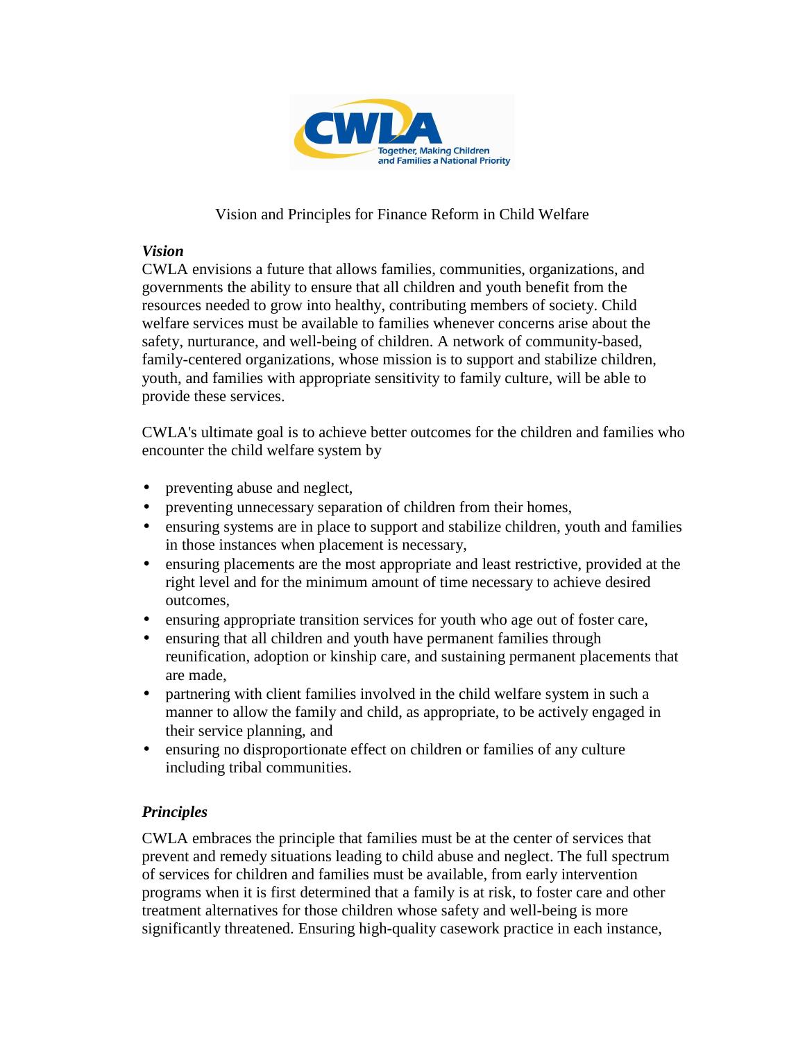CWLA

Together, Making Children and Families a National Priority

# Vision and Principles for Finance Reform in Child Welfare

***Vision***

CWLA envisions a future that allows families, communities, organizations, and governments the ability to ensure that all children and youth benefit from the resources needed to grow into healthy, contributing members of society. Child welfare services must be available to families whenever concerns arise about the safety, nurturance, and well-being of children. A network of community-based, family-centered organizations, whose mission is to support and stabilize children, youth, and families with appropriate sensitivity to family culture, will be able to provide these services.

CWLA's ultimate goal is to achieve better outcomes for the children and families who encounter the child welfare system by

- preventing abuse and neglect,
- preventing unnecessary separation of children from their homes,
- ensuring systems are in place to support and stabilize children, youth and families in those instances when placement is necessary,
- ensuring placements are the most appropriate and least restrictive, provided at the right level and for the minimum amount of time necessary to achieve desired outcomes,
- ensuring appropriate transition services for youth who age out of foster care,
- ensuring that all children and youth have permanent families through reunification, adoption or kinship care, and sustaining permanent placements that are made,
- partnering with client families involved in the child welfare system in such a manner to allow the family and child, as appropriate, to be actively engaged in their service planning, and
- ensuring no disproportionate effect on children or families of any culture including tribal communities.

***Principles***

CWLA embraces the principle that families must be at the center of services that prevent and remedy situations leading to child abuse and neglect. The full spectrum of services for children and families must be available, from early intervention programs when it is first determined that a family is at risk, to foster care and other treatment alternatives for those children whose safety and well-being is more significantly threatened. Ensuring high-quality casework practice in each instance,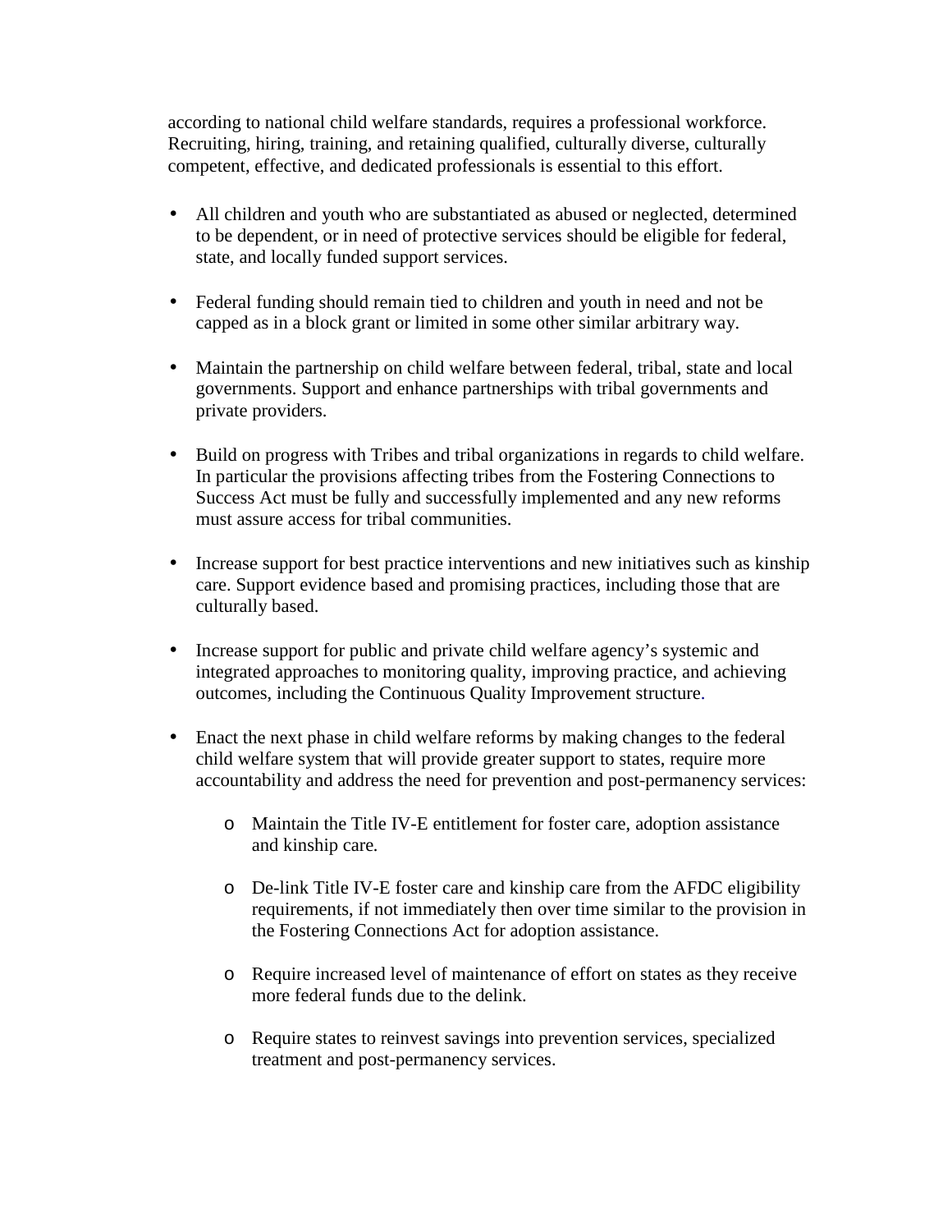according to national child welfare standards, requires a professional workforce. Recruiting, hiring, training, and retaining qualified, culturally diverse, culturally competent, effective, and dedicated professionals is essential to this effort.

- All children and youth who are substantiated as abused or neglected, determined to be dependent, or in need of protective services should be eligible for federal, state, and locally funded support services.

- Federal funding should remain tied to children and youth in need and not be capped as in a block grant or limited in some other similar arbitrary way.

- Maintain the partnership on child welfare between federal, tribal, state and local governments. Support and enhance partnerships with tribal governments and private providers.

- Build on progress with Tribes and tribal organizations in regards to child welfare. In particular the provisions affecting tribes from the Fostering Connections to Success Act must be fully and successfully implemented and any new reforms must assure access for tribal communities.

- Increase support for best practice interventions and new initiatives such as kinship care. Support evidence based and promising practices, including those that are culturally based.

- Increase support for public and private child welfare agency's systemic and integrated approaches to monitoring quality, improving practice, and achieving outcomes, including the Continuous Quality Improvement structure.

- Enact the next phase in child welfare reforms by making changes to the federal child welfare system that will provide greater support to states, require more accountability and address the need for prevention and post-permanency services:

    - Maintain the Title IV-E entitlement for foster care, adoption assistance and kinship care.

    - De-link Title IV-E foster care and kinship care from the AFDC eligibility requirements, if not immediately then over time similar to the provision in the Fostering Connections Act for adoption assistance.

    - Require increased level of maintenance of effort on states as they receive more federal funds due to the delink.

    - Require states to reinvest savings into prevention services, specialized treatment and post-permanency services.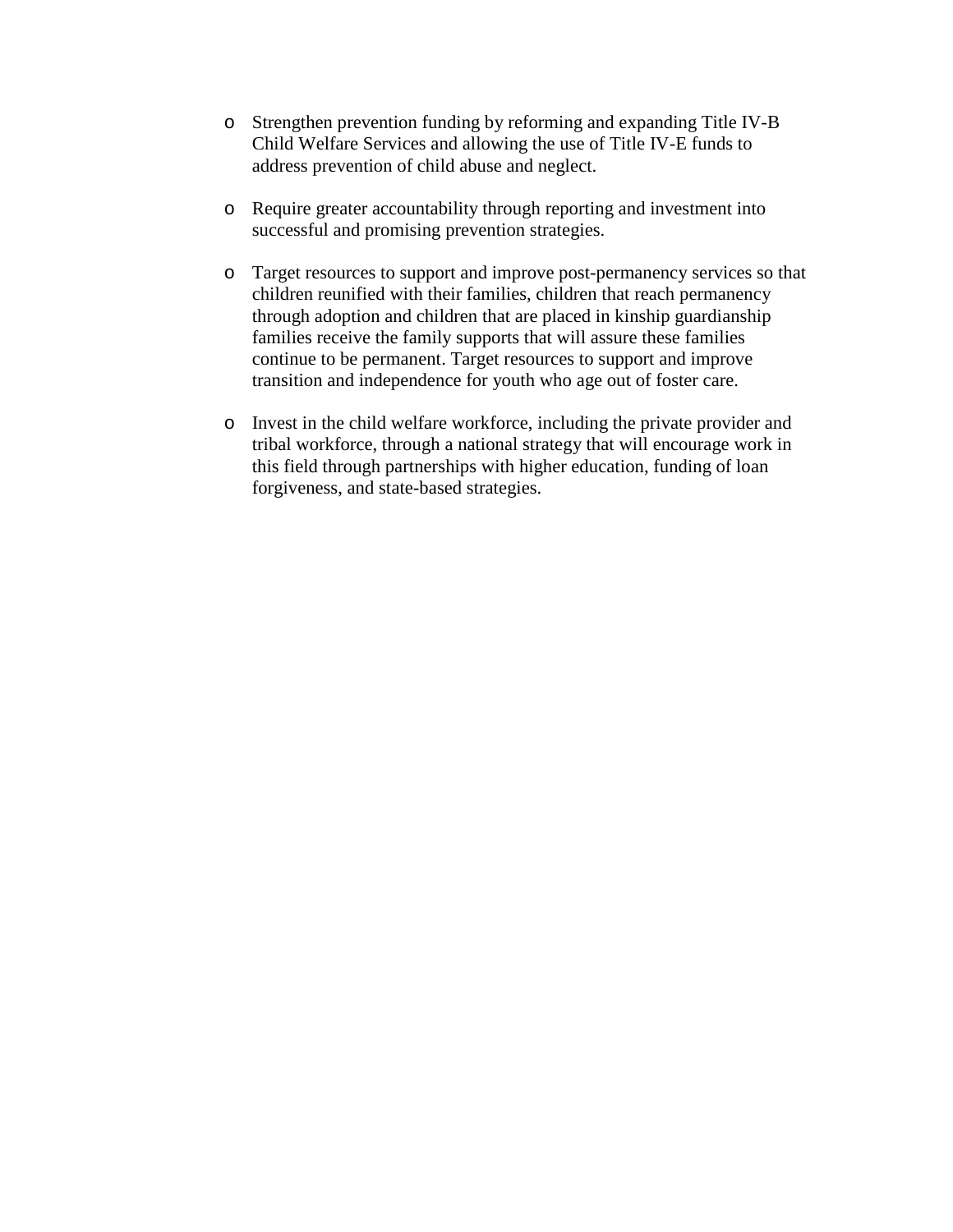- Strengthen prevention funding by reforming and expanding Title IV-B Child Welfare Services and allowing the use of Title IV-E funds to address prevention of child abuse and neglect.

- Require greater accountability through reporting and investment into successful and promising prevention strategies.

- Target resources to support and improve post-permanency services so that children reunified with their families, children that reach permanency through adoption and children that are placed in kinship guardianship families receive the family supports that will assure these families continue to be permanent. Target resources to support and improve transition and independence for youth who age out of foster care.

- Invest in the child welfare workforce, including the private provider and tribal workforce, through a national strategy that will encourage work in this field through partnerships with higher education, funding of loan forgiveness, and state-based strategies.